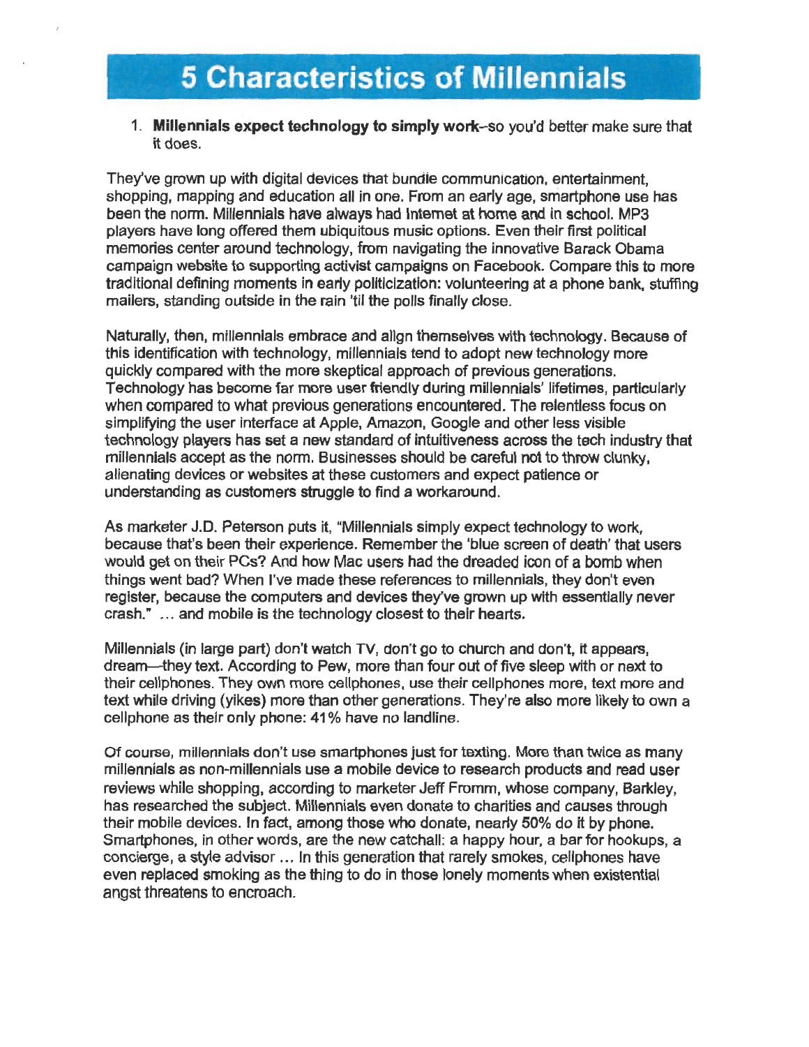# 5 Characteristics of Millennials

1. **Millennials expect technology to simply work**–so you'd better make sure that it does.

They've grown up with digital devices that bundle communication, entertainment, shopping, mapping and education all in one. From an early age, smartphone use has been the norm. Millennials have always had Internet at home and in school. MP3 players have long offered them ubiquitous music options. Even their first political memories center around technology, from navigating the innovative Barack Obama campaign website to supporting activist campaigns on Facebook. Compare this to more traditional defining moments in early politicization: volunteering at a phone bank, stuffing mailers, standing outside in the rain 'til the polls finally close.

Naturally, then, millennials embrace and align themselves with technology. Because of this identification with technology, millennials tend to adopt new technology more quickly compared with the more skeptical approach of previous generations. Technology has become far more user friendly during millennials' lifetimes, particularly when compared to what previous generations encountered. The relentless focus on simplifying the user interface at Apple, Amazon, Google and other less visible technology players has set a new standard of intuitiveness across the tech industry that millennials accept as the norm. Businesses should be careful not to throw clunky, alienating devices or websites at these customers and expect patience or understanding as customers struggle to find a workaround.

As marketer J.D. Peterson puts it, "Millennials simply expect technology to work, because that's been their experience. Remember the 'blue screen of death' that users would get on their PCs? And how Mac users had the dreaded icon of a bomb when things went bad? When I've made these references to millennials, they don't even register, because the computers and devices they've grown up with essentially never crash." ... and mobile is the technology closest to their hearts.

Millennials (in large part) don't watch TV, don't go to church and don't, it appears, dream—they text. According to Pew, more than four out of five sleep with or next to their cellphones. They own more cellphones, use their cellphones more, text more and text while driving (yikes) more than other generations. They're also more likely to own a cellphone as their only phone: 41% have no landline.

Of course, millennials don't use smartphones just for texting. More than twice as many millennials as non-millennials use a mobile device to research products and read user reviews while shopping, according to marketer Jeff Fromm, whose company, Barkley, has researched the subject. Millennials even donate to charities and causes through their mobile devices. In fact, among those who donate, nearly 50% do it by phone. Smartphones, in other words, are the new catchall: a happy hour, a bar for hookups, a concierge, a style advisor ... In this generation that rarely smokes, cellphones have even replaced smoking as the thing to do in those lonely moments when existential angst threatens to encroach.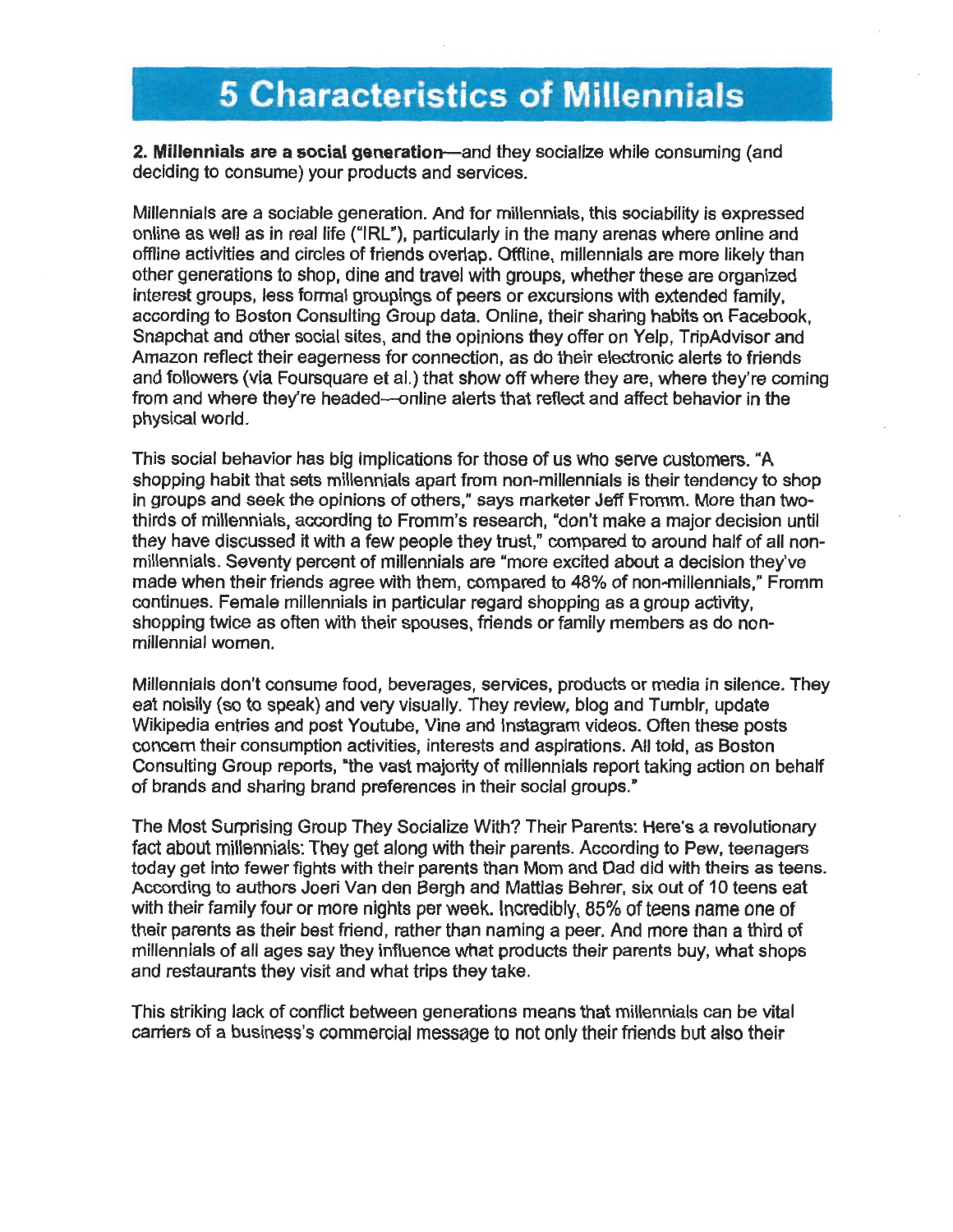# 5 Characteristics of Millennials

**2. Millennials are a social generation**—and they socialize while consuming (and deciding to consume) your products and services.

Millennials are a sociable generation. And for millennials, this sociability is expressed online as well as in real life ("IRL"), particularly in the many arenas where online and offline activities and circles of friends overlap. Offline, millennials are more likely than other generations to shop, dine and travel with groups, whether these are organized interest groups, less formal groupings of peers or excursions with extended family, according to Boston Consulting Group data. Online, their sharing habits on Facebook, Snapchat and other social sites, and the opinions they offer on Yelp, TripAdvisor and Amazon reflect their eagerness for connection, as do their electronic alerts to friends and followers (via Foursquare et al.) that show off where they are, where they're coming from and where they're headed—online alerts that reflect and affect behavior in the physical world.

This social behavior has big implications for those of us who serve customers. "A shopping habit that sets millennials apart from non-millennials is their tendency to shop in groups and seek the opinions of others," says marketer Jeff Fromm. More than two-thirds of millennials, according to Fromm's research, "don't make a major decision until they have discussed it with a few people they trust," compared to around half of all non-millennials. Seventy percent of millennials are "more excited about a decision they've made when their friends agree with them, compared to 48% of non-millennials," Fromm continues. Female millennials in particular regard shopping as a group activity, shopping twice as often with their spouses, friends or family members as do non-millennial women.

Millennials don't consume food, beverages, services, products or media in silence. They eat noisily (so to speak) and very visually. They review, blog and Tumblr, update Wikipedia entries and post Youtube, Vine and Instagram videos. Often these posts concern their consumption activities, interests and aspirations. All told, as Boston Consulting Group reports, "the vast majority of millennials report taking action on behalf of brands and sharing brand preferences in their social groups."

The Most Surprising Group They Socialize With? Their Parents: Here's a revolutionary fact about millennials: They get along with their parents. According to Pew, teenagers today get into fewer fights with their parents than Mom and Dad did with theirs as teens. According to authors Joeri Van den Bergh and Mattias Behrer, six out of 10 teens eat with their family four or more nights per week. Incredibly, 85% of teens name one of their parents as their best friend, rather than naming a peer. And more than a third of millennials of all ages say they influence what products their parents buy, what shops and restaurants they visit and what trips they take.

This striking lack of conflict between generations means that millennials can be vital carriers of a business's commercial message to not only their friends but also their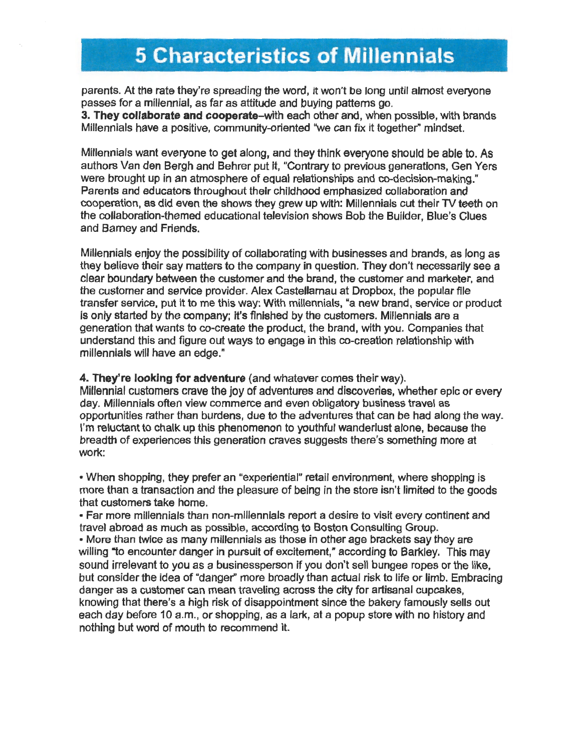# 5 Characteristics of Millennials

parents. At the rate they're spreading the word, it won't be long until almost everyone passes for a millennial, as far as attitude and buying patterns go.

**3. They collaborate and cooperate**–with each other and, when possible, with brands Millennials have a positive, community-oriented "we can fix it together" mindset.

Millennials want everyone to get along, and they think everyone should be able to. As authors Van den Bergh and Behrer put it, "Contrary to previous generations, Gen Yers were brought up in an atmosphere of equal relationships and co-decision-making." Parents and educators throughout their childhood emphasized collaboration and cooperation, as did even the shows they grew up with: Millennials cut their TV teeth on the collaboration-themed educational television shows Bob the Builder, Blue's Clues and Barney and Friends.

Millennials enjoy the possibility of collaborating with businesses and brands, as long as they believe their say matters to the company in question. They don't necessarily see a clear boundary between the customer and the brand, the customer and marketer, and the customer and service provider. Alex Castellarnau at Dropbox, the popular file transfer service, put it to me this way: With millennials, "a new brand, service or product is only started by the company; it's finished by the customers. Millennials are a generation that wants to co-create the product, the brand, with you. Companies that understand this and figure out ways to engage in this co-creation relationship with millennials will have an edge."

**4. They're looking for adventure** (and whatever comes their way).

Millennial customers crave the joy of adventures and discoveries, whether epic or every day. Millennials often view commerce and even obligatory business travel as opportunities rather than burdens, due to the adventures that can be had along the way. I'm reluctant to chalk up this phenomenon to youthful wanderlust alone, because the breadth of experiences this generation craves suggests there's something more at work:

- When shopping, they prefer an "experiential" retail environment, where shopping is more than a transaction and the pleasure of being in the store isn't limited to the goods that customers take home.
- Far more millennials than non-millennials report a desire to visit every continent and travel abroad as much as possible, according to Boston Consulting Group.
- More than twice as many millennials as those in other age brackets say they are willing "to encounter danger in pursuit of excitement," according to Barkley. This may sound irrelevant to you as a businessperson if you don't sell bungee ropes or the like, but consider the idea of "danger" more broadly than actual risk to life or limb. Embracing danger as a customer can mean traveling across the city for artisanal cupcakes, knowing that there's a high risk of disappointment since the bakery famously sells out each day before 10 a.m., or shopping, as a lark, at a popup store with no history and nothing but word of mouth to recommend it.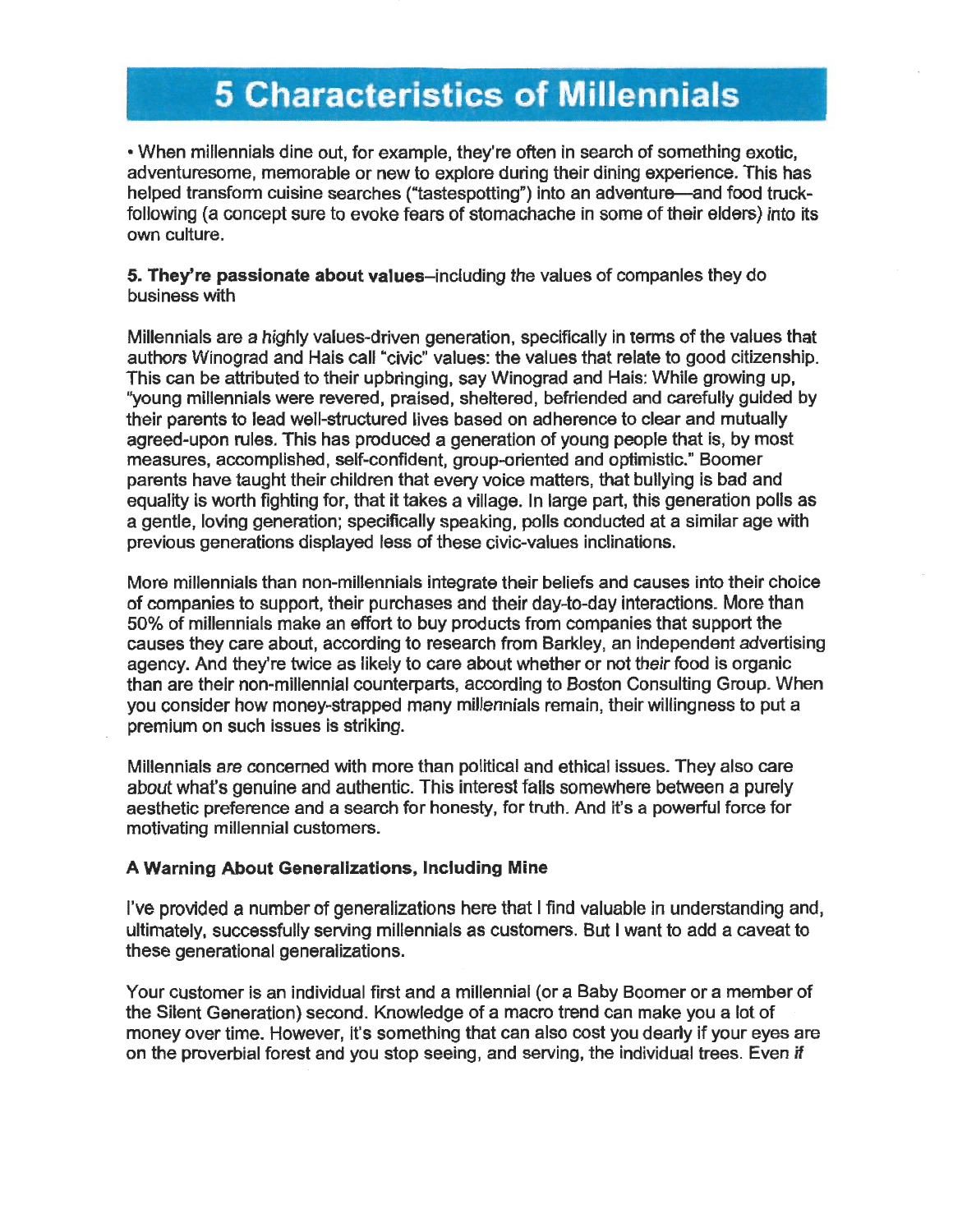# 5 Characteristics of Millennials

- When millennials dine out, for example, they're often in search of something exotic, adventuresome, memorable or new to explore during their dining experience. This has helped transform cuisine searches ("tastespotting") into an adventure—and food truck-following (a concept sure to evoke fears of stomachache in some of their elders) into its own culture.

**5. They're passionate about values**–including the values of companies they do business with

Millennials are a highly values-driven generation, specifically in terms of the values that authors Winograd and Hais call "civic" values: the values that relate to good citizenship. This can be attributed to their upbringing, say Winograd and Hais: While growing up, "young millennials were revered, praised, sheltered, befriended and carefully guided by their parents to lead well-structured lives based on adherence to clear and mutually agreed-upon rules. This has produced a generation of young people that is, by most measures, accomplished, self-confident, group-oriented and optimistic." Boomer parents have taught their children that every voice matters, that bullying is bad and equality is worth fighting for, that it takes a village. In large part, this generation polls as a gentle, loving generation; specifically speaking, polls conducted at a similar age with previous generations displayed less of these civic-values inclinations.

More millennials than non-millennials integrate their beliefs and causes into their choice of companies to support, their purchases and their day-to-day interactions. More than 50% of millennials make an effort to buy products from companies that support the causes they care about, according to research from Barkley, an independent advertising agency. And they're twice as likely to care about whether or not their food is organic than are their non-millennial counterparts, according to Boston Consulting Group. When you consider how money-strapped many millennials remain, their willingness to put a premium on such issues is striking.

Millennials are concerned with more than political and ethical issues. They also care about what's genuine and authentic. This interest falls somewhere between a purely aesthetic preference and a search for honesty, for truth. And it's a powerful force for motivating millennial customers.

**A Warning About Generalizations, Including Mine**

I've provided a number of generalizations here that I find valuable in understanding and, ultimately, successfully serving millennials as customers. But I want to add a caveat to these generational generalizations.

Your customer is an individual first and a millennial (or a Baby Boomer or a member of the Silent Generation) second. Knowledge of a macro trend can make you a lot of money over time. However, it's something that can also cost you dearly if your eyes are on the proverbial forest and you stop seeing, and serving, the individual trees. Even if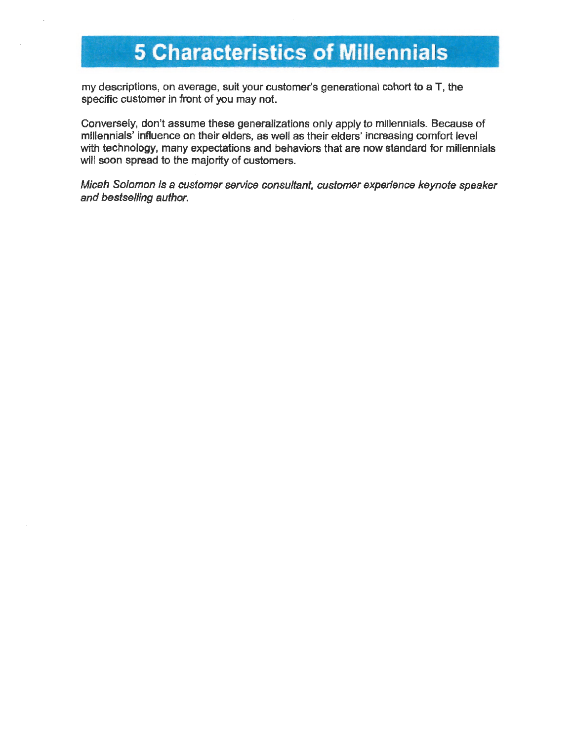my descriptions, on average, suit your customer's generational cohort to a T, the specific customer in front of you may not.

Conversely, don't assume these generalizations only apply to millennials. Because of millennials' influence on their elders, as well as their elders' increasing comfort level with technology, many expectations and behaviors that are now standard for millennials will soon spread to the majority of customers.

*Micah Solomon is a customer service consultant, customer experience keynote speaker and bestselling author.*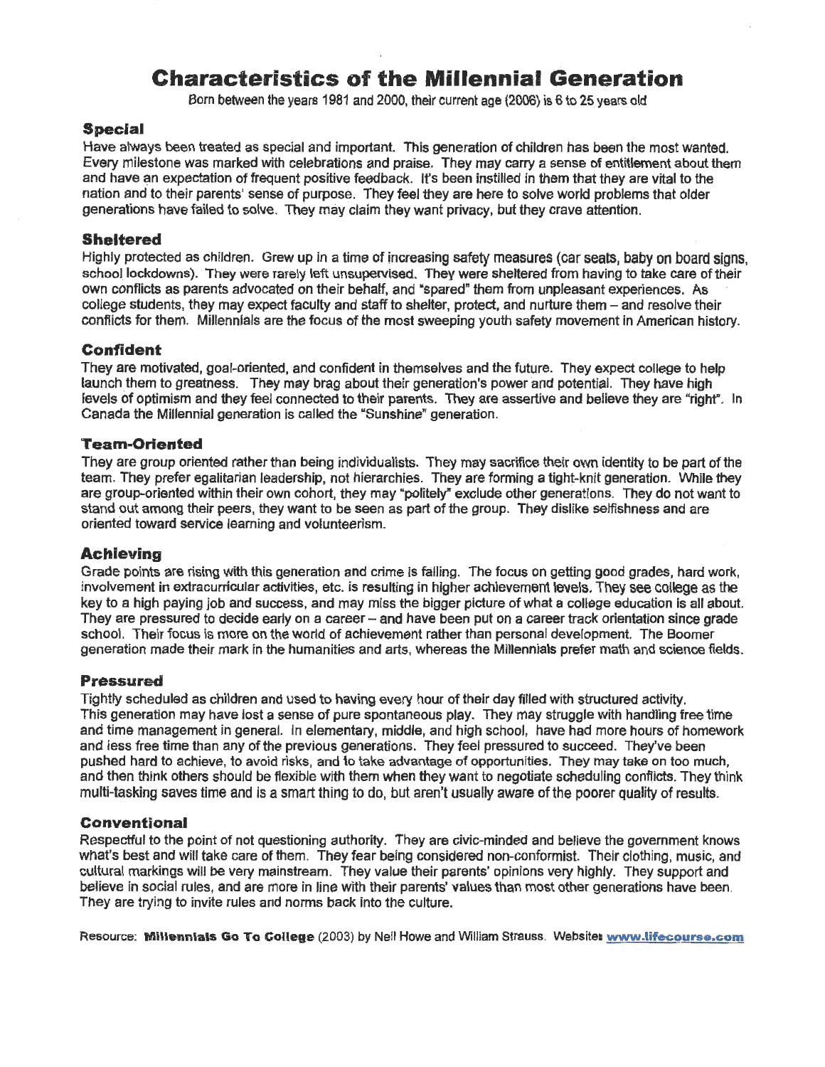# Characteristics of the Millennial Generation

Born between the years 1981 and 2000, their current age (2006) is 6 to 25 years old

### Special

Have always been treated as special and important. This generation of children has been the most wanted. Every milestone was marked with celebrations and praise. They may carry a sense of entitlement about them and have an expectation of frequent positive feedback. It's been instilled in them that they are vital to the nation and to their parents' sense of purpose. They feel they are here to solve world problems that older generations have failed to solve. They may claim they want privacy, but they crave attention.

### Sheltered

Highly protected as children. Grew up in a time of increasing safety measures (car seats, baby on board signs, school lockdowns). They were rarely left unsupervised. They were sheltered from having to take care of their own conflicts as parents advocated on their behalf, and "spared" them from unpleasant experiences. As college students, they may expect faculty and staff to shelter, protect, and nurture them – and resolve their conflicts for them. Millennials are the focus of the most sweeping youth safety movement in American history.

### Confident

They are motivated, goal-oriented, and confident in themselves and the future. They expect college to help launch them to greatness. They may brag about their generation's power and potential. They have high levels of optimism and they feel connected to their parents. They are assertive and believe they are "right". In Canada the Millennial generation is called the "Sunshine" generation.

### Team-Oriented

They are group oriented rather than being individualists. They may sacrifice their own identity to be part of the team. They prefer egalitarian leadership, not hierarchies. They are forming a tight-knit generation. While they are group-oriented within their own cohort, they may "politely" exclude other generations. They do not want to stand out among their peers, they want to be seen as part of the group. They dislike selfishness and are oriented toward service learning and volunteerism.

### Achieving

Grade points are rising with this generation and crime is falling. The focus on getting good grades, hard work, involvement in extracurricular activities, etc. is resulting in higher achievement levels. They see college as the key to a high paying job and success, and may miss the bigger picture of what a college education is all about. They are pressured to decide early on a career – and have been put on a career track orientation since grade school. Their focus is more on the world of achievement rather than personal development. The Boomer generation made their mark in the humanities and arts, whereas the Millennials prefer math and science fields.

### Pressured

Tightly scheduled as children and used to having every hour of their day filled with structured activity. This generation may have lost a sense of pure spontaneous play. They may struggle with handling free time and time management in general. In elementary, middle, and high school, have had more hours of homework and less free time than any of the previous generations. They feel pressured to succeed. They've been pushed hard to achieve, to avoid risks, and to take advantage of opportunities. They may take on too much, and then think others should be flexible with them when they want to negotiate scheduling conflicts. They think multi-tasking saves time and is a smart thing to do, but aren't usually aware of the poorer quality of results.

### Conventional

Respectful to the point of not questioning authority. They are civic-minded and believe the government knows what's best and will take care of them. They fear being considered non-conformist. Their clothing, music, and cultural markings will be very mainstream. They value their parents' opinions very highly. They support and believe in social rules, and are more in line with their parents' values than most other generations have been. They are trying to invite rules and norms back into the culture.

Resource: **Millennials Go To College** (2003) by Neil Howe and William Strauss. Website: www.lifecourse.com